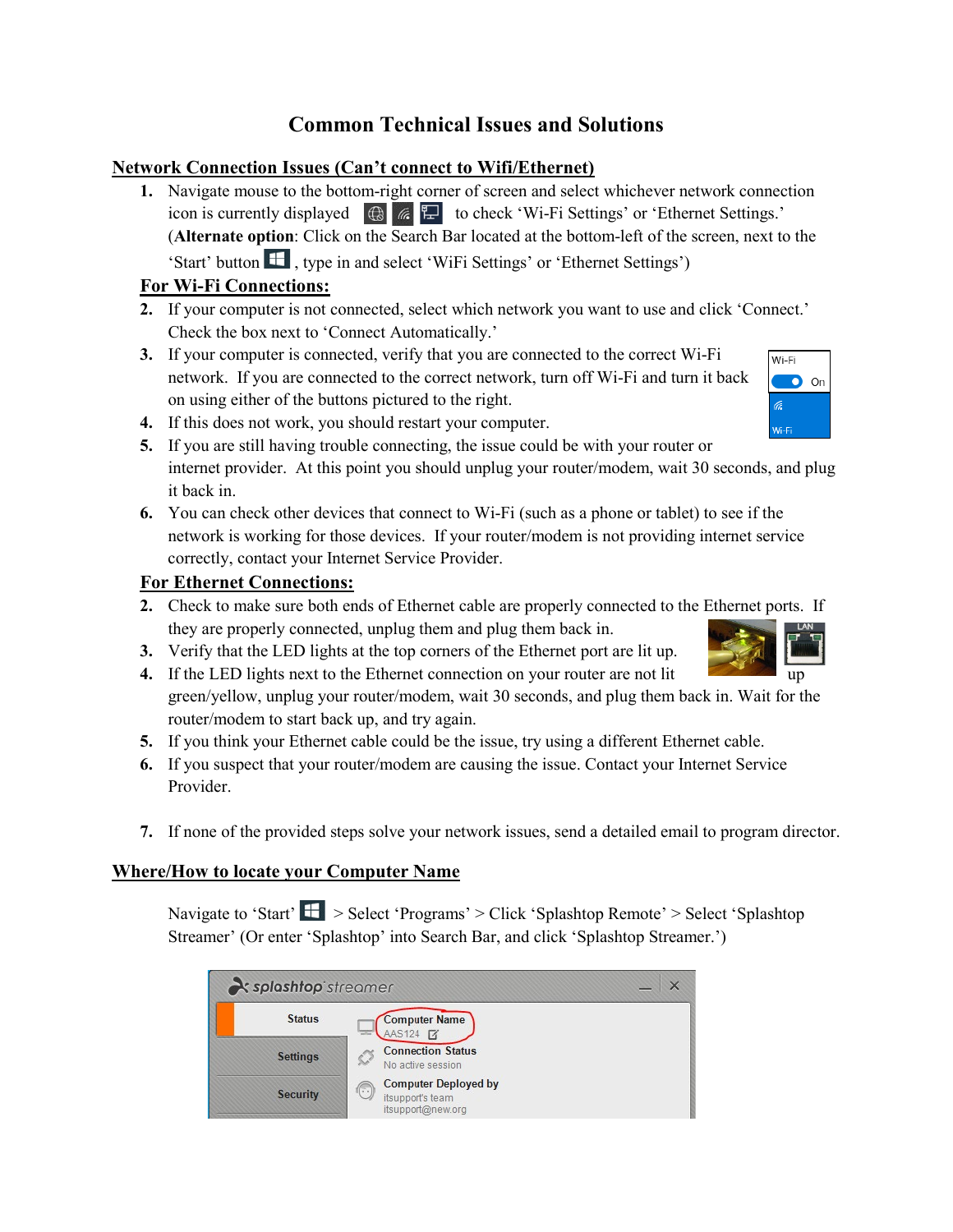# Common Technical Issues and Solutions

## Network Connection Issues (Can't connect to Wifi/Ethernet)

1. Navigate mouse to the bottom-right corner of screen and select whichever network connection icon is currently displayed to check 'Wi-Fi Settings' or 'Ethernet Settings.' (**Alternate option**: Click on the Search Bar located at the bottom-left of the screen, next to the 'Start' button, type in and select 'WiFi Settings' or 'Ethernet Settings')

### For Wi-Fi Connections:

2. If your computer is not connected, select which network you want to use and click 'Connect.' Check the box next to 'Connect Automatically.'
3. If your computer is connected, verify that you are connected to the correct Wi-Fi network. If you are connected to the correct network, turn off Wi-Fi and turn it back on using either of the buttons pictured to the right.
4. If this does not work, you should restart your computer.
5. If you are still having trouble connecting, the issue could be with your router or internet provider. At this point you should unplug your router/modem, wait 30 seconds, and plug it back in.
6. You can check other devices that connect to Wi-Fi (such as a phone or tablet) to see if the network is working for those devices. If your router/modem is not providing internet service correctly, contact your Internet Service Provider.

### For Ethernet Connections:

2. Check to make sure both ends of Ethernet cable are properly connected to the Ethernet ports. If they are properly connected, unplug them and plug them back in.
3. Verify that the LED lights at the top corners of the Ethernet port are lit up.
4. If the LED lights next to the Ethernet connection on your router are not lit up green/yellow, unplug your router/modem, wait 30 seconds, and plug them back in. Wait for the router/modem to start back up, and try again.
5. If you think your Ethernet cable could be the issue, try using a different Ethernet cable.
6. If you suspect that your router/modem are causing the issue. Contact your Internet Service Provider.

7. If none of the provided steps solve your network issues, send a detailed email to program director.

## Where/How to locate your Computer Name

Navigate to 'Start' > Select 'Programs' > Click 'Splashtop Remote' > Select 'Splashtop Streamer' (Or enter 'Splashtop' into Search Bar, and click 'Splashtop Streamer.')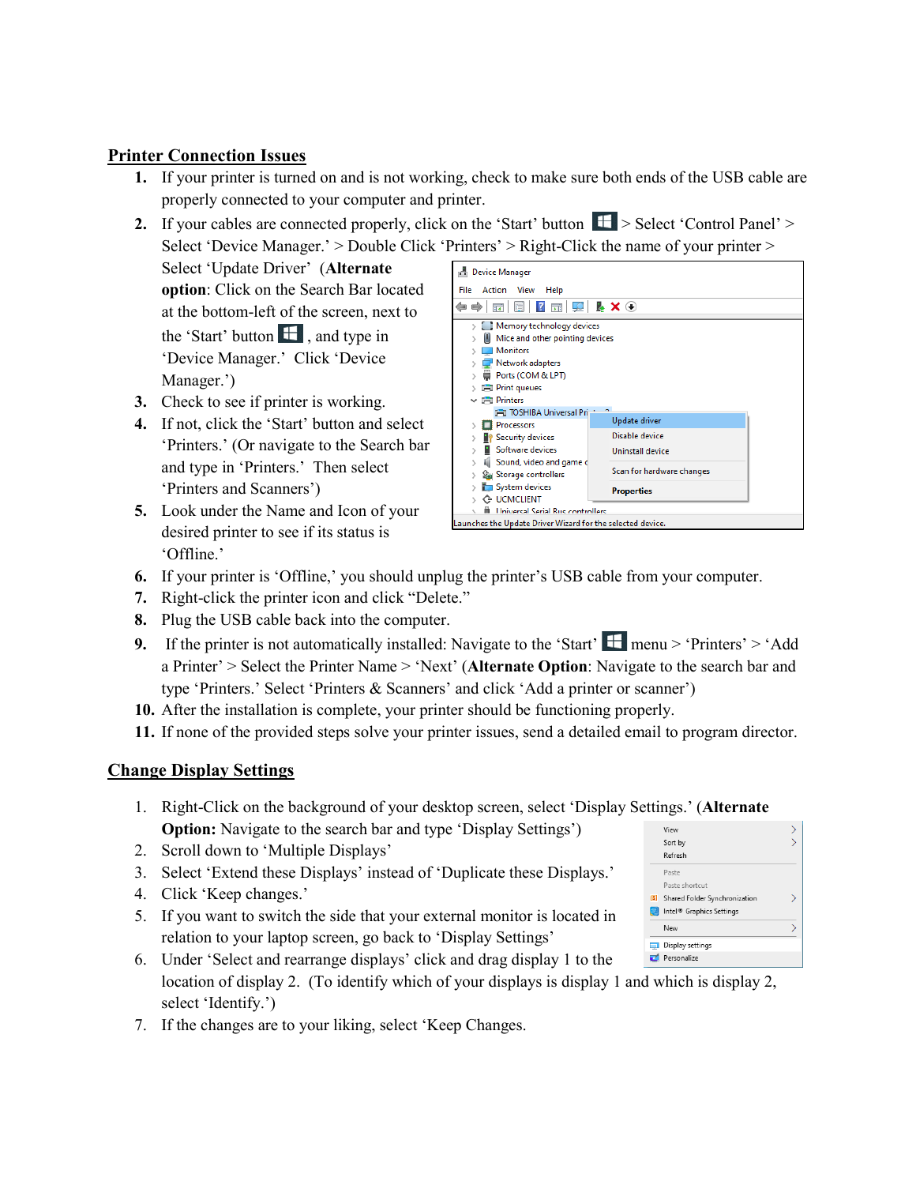## **Printer Connection Issues**

1. If your printer is turned on and is not working, check to make sure both ends of the USB cable are properly connected to your computer and printer.
2. If your cables are connected properly, click on the 'Start' button > Select 'Control Panel' > Select 'Device Manager.' > Double Click 'Printers' > Right-Click the name of your printer > Select 'Update Driver' (**Alternate option**: Click on the Search Bar located at the bottom-left of the screen, next to the 'Start' button, and type in 'Device Manager.' Click 'Device Manager.')
3. Check to see if printer is working.
4. If not, click the 'Start' button and select 'Printers.' (Or navigate to the Search bar and type in 'Printers.' Then select 'Printers and Scanners')
5. Look under the Name and Icon of your desired printer to see if its status is 'Offline.'
6. If your printer is 'Offline,' you should unplug the printer's USB cable from your computer.
7. Right-click the printer icon and click "Delete."
8. Plug the USB cable back into the computer.
9. If the printer is not automatically installed: Navigate to the 'Start' menu > 'Printers' > 'Add a Printer' > Select the Printer Name > 'Next' (**Alternate Option**: Navigate to the search bar and type 'Printers.' Select 'Printers & Scanners' and click 'Add a printer or scanner')
10. After the installation is complete, your printer should be functioning properly.
11. If none of the provided steps solve your printer issues, send a detailed email to program director.

## **Change Display Settings**

1. Right-Click on the background of your desktop screen, select 'Display Settings.' (**Alternate Option:** Navigate to the search bar and type 'Display Settings')
2. Scroll down to 'Multiple Displays'
3. Select 'Extend these Displays' instead of 'Duplicate these Displays.'
4. Click 'Keep changes.'
5. If you want to switch the side that your external monitor is located in relation to your laptop screen, go back to 'Display Settings'
6. Under 'Select and rearrange displays' click and drag display 1 to the location of display 2. (To identify which of your displays is display 1 and which is display 2, select 'Identify.')
7. If the changes are to your liking, select 'Keep Changes.